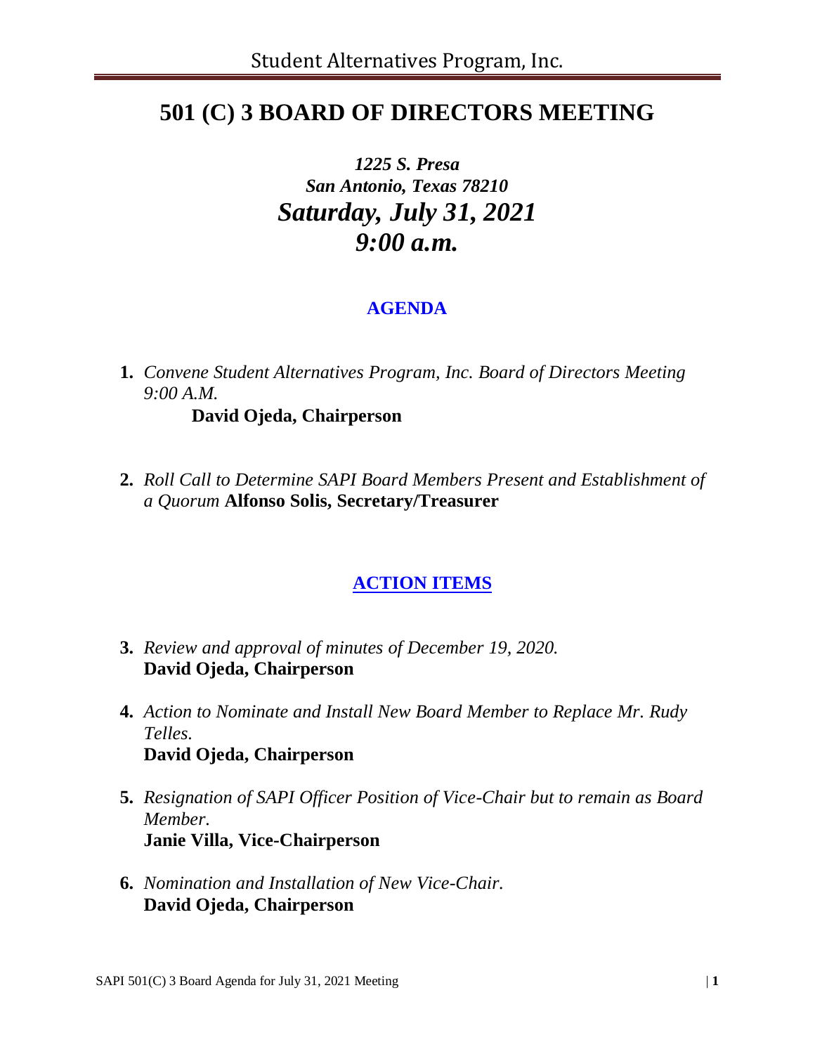# 501 (C) 3 BOARD OF DIRECTORS MEETING

***1225 S. Presa***
***San Antonio, Texas 78210***
***Saturday, July 31, 2021***
***9:00 a.m.***

## AGENDA

1. *Convene Student Alternatives Program, Inc. Board of Directors Meeting 9:00 A.M.*
   **David Ojeda, Chairperson**

2. *Roll Call to Determine SAPI Board Members Present and Establishment of a Quorum* **Alfonso Solis, Secretary/Treasurer**

## ACTION ITEMS

3. *Review and approval of minutes of December 19, 2020.*
   **David Ojeda, Chairperson**

4. *Action to Nominate and Install New Board Member to Replace Mr. Rudy Telles.*
   **David Ojeda, Chairperson**

5. *Resignation of SAPI Officer Position of Vice-Chair but to remain as Board Member.*
   **Janie Villa, Vice-Chairperson**

6. *Nomination and Installation of New Vice-Chair.*
   **David Ojeda, Chairperson**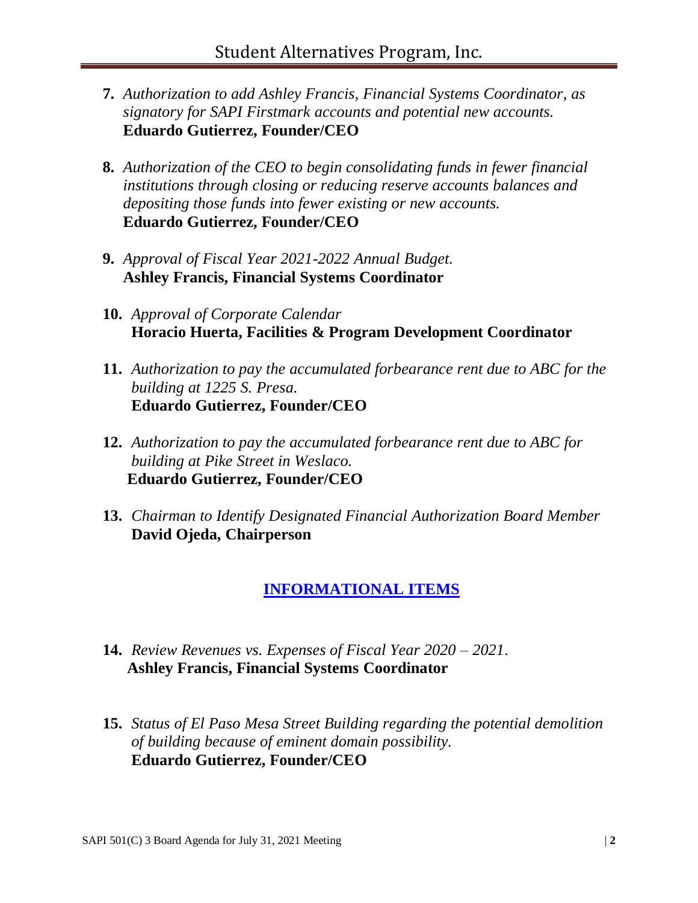**7.** *Authorization to add Ashley Francis, Financial Systems Coordinator, as signatory for SAPI Firstmark accounts and potential new accounts.*
**Eduardo Gutierrez, Founder/CEO**

**8.** *Authorization of the CEO to begin consolidating funds in fewer financial institutions through closing or reducing reserve accounts balances and depositing those funds into fewer existing or new accounts.*
**Eduardo Gutierrez, Founder/CEO**

**9.** *Approval of Fiscal Year 2021-2022 Annual Budget.*
**Ashley Francis, Financial Systems Coordinator**

**10.** *Approval of Corporate Calendar*
**Horacio Huerta, Facilities & Program Development Coordinator**

**11.** *Authorization to pay the accumulated forbearance rent due to ABC for the building at 1225 S. Presa.*
**Eduardo Gutierrez, Founder/CEO**

**12.** *Authorization to pay the accumulated forbearance rent due to ABC for building at Pike Street in Weslaco.*
**Eduardo Gutierrez, Founder/CEO**

**13.** *Chairman to Identify Designated Financial Authorization Board Member*
**David Ojeda, Chairperson**

## INFORMATIONAL ITEMS

**14.** *Review Revenues vs. Expenses of Fiscal Year 2020 – 2021.*
**Ashley Francis, Financial Systems Coordinator**

**15.** *Status of El Paso Mesa Street Building regarding the potential demolition of building because of eminent domain possibility.*
**Eduardo Gutierrez, Founder/CEO**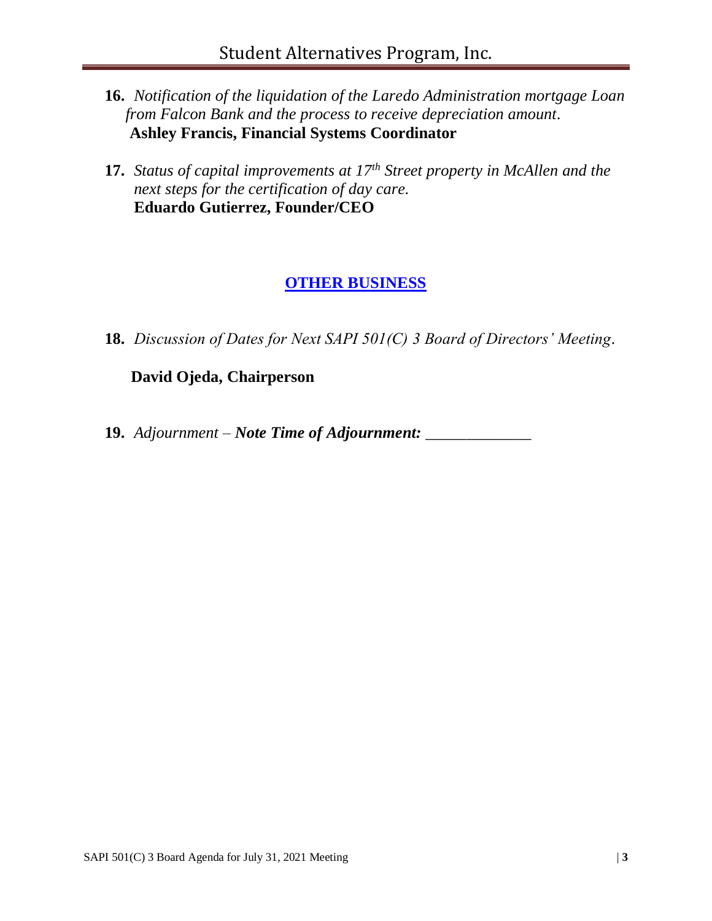**16.** *Notification of the liquidation of the Laredo Administration mortgage Loan from Falcon Bank and the process to receive depreciation amount*.
**Ashley Francis, Financial Systems Coordinator**

**17.** *Status of capital improvements at 17th Street property in McAllen and the next steps for the certification of day care.*
**Eduardo Gutierrez, Founder/CEO**

## OTHER BUSINESS

**18.** *Discussion of Dates for Next SAPI 501(C) 3 Board of Directors' Meeting*.

**David Ojeda, Chairperson**

**19.** *Adjournment –* ***Note Time of Adjournment:*** _____________